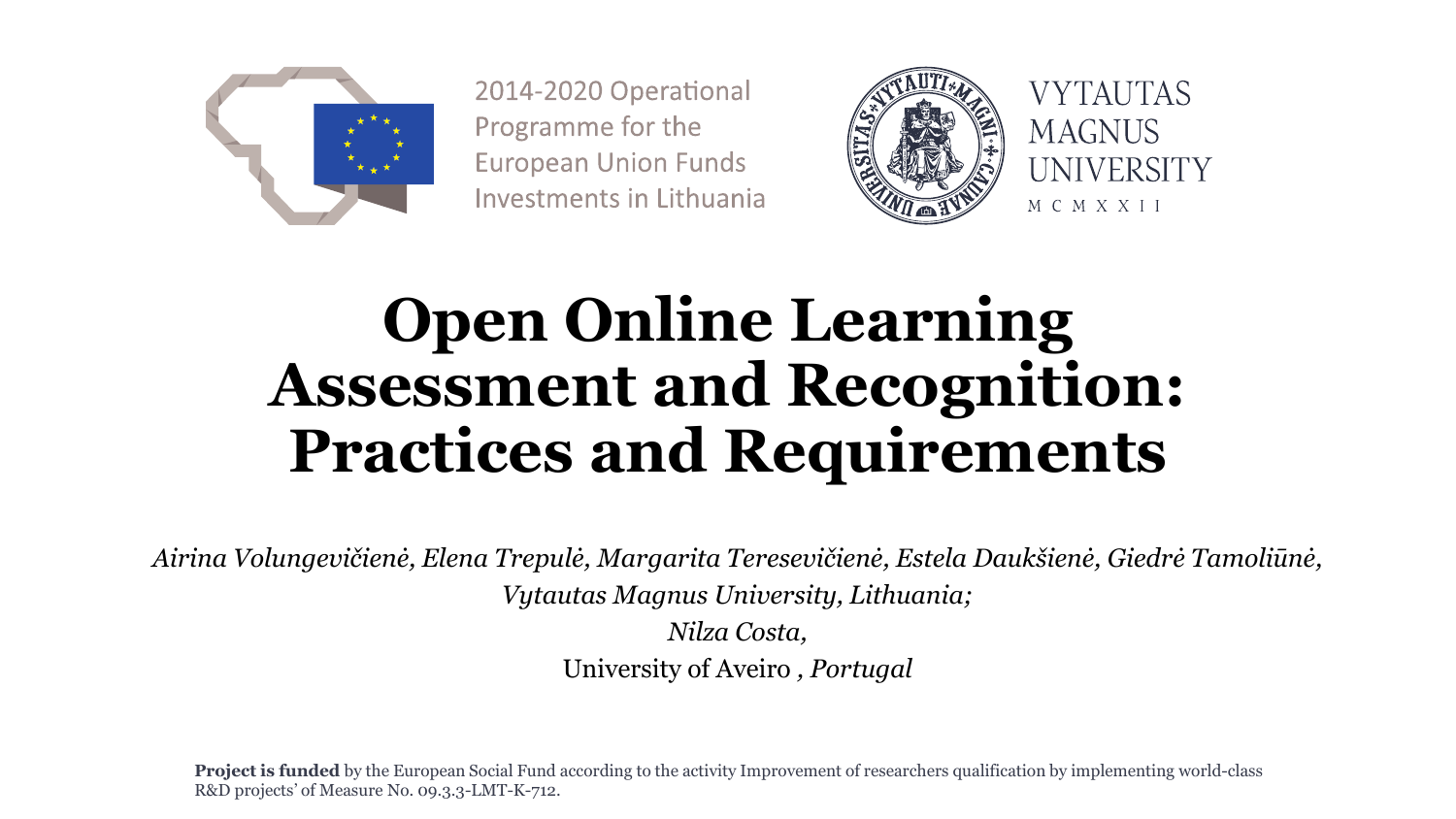2014-2020 Operational Programme for the European Union Funds Investments in Lithuania

VYTAUTAS MAGNUS UNIVERSITY
M C M X X I I

# Open Online Learning Assessment and Recognition: Practices and Requirements

*Airina Volungevičienė, Elena Trepulė, Margarita Teresevičienė, Estela Daukšienė, Giedrė Tamoliūnė,*
*Vytautas Magnus University, Lithuania;*
*Nilza Costa,*
University of Aveiro *, Portugal*

**Project is funded** by the European Social Fund according to the activity Improvement of researchers qualification by implementing world-class R&D projects' of Measure No. 09.3.3-LMT-K-712.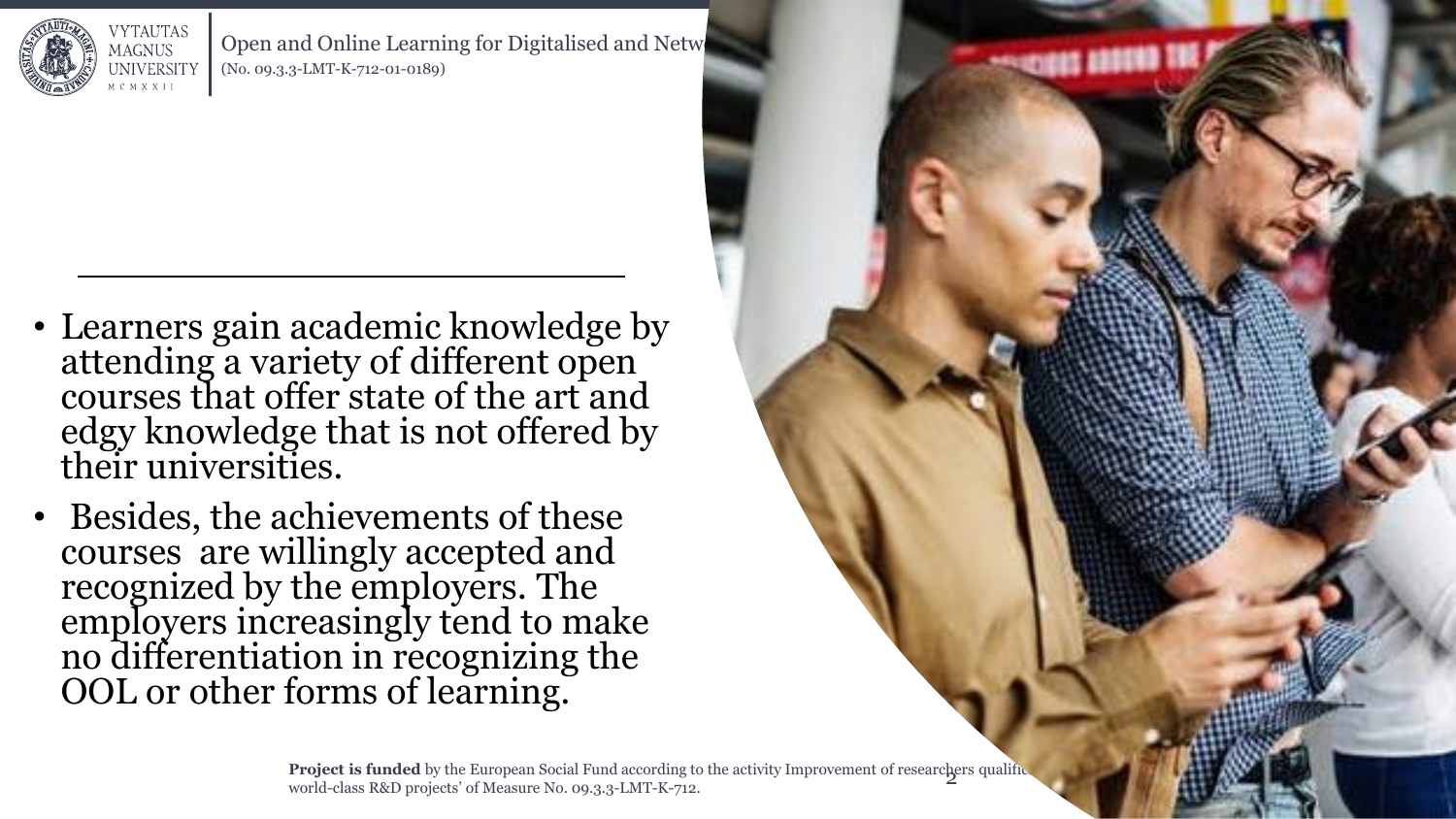- Learners gain academic knowledge by attending a variety of different open courses that offer state of the art and edgy knowledge that is not offered by their universities.
- Besides, the achievements of these courses are willingly accepted and recognized by the employers. The employers increasingly tend to make no differentiation in recognizing the OOL or other forms of learning.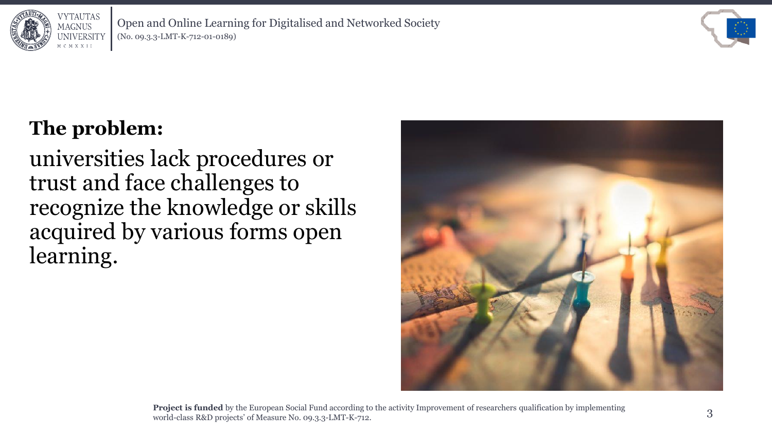**The problem:**

universities lack procedures or trust and face challenges to recognize the knowledge or skills acquired by various forms open learning.

**Project is funded** by the European Social Fund according to the activity Improvement of researchers qualification by implementing world-class R&D projects' of Measure No. 09.3.3-LMT-K-712.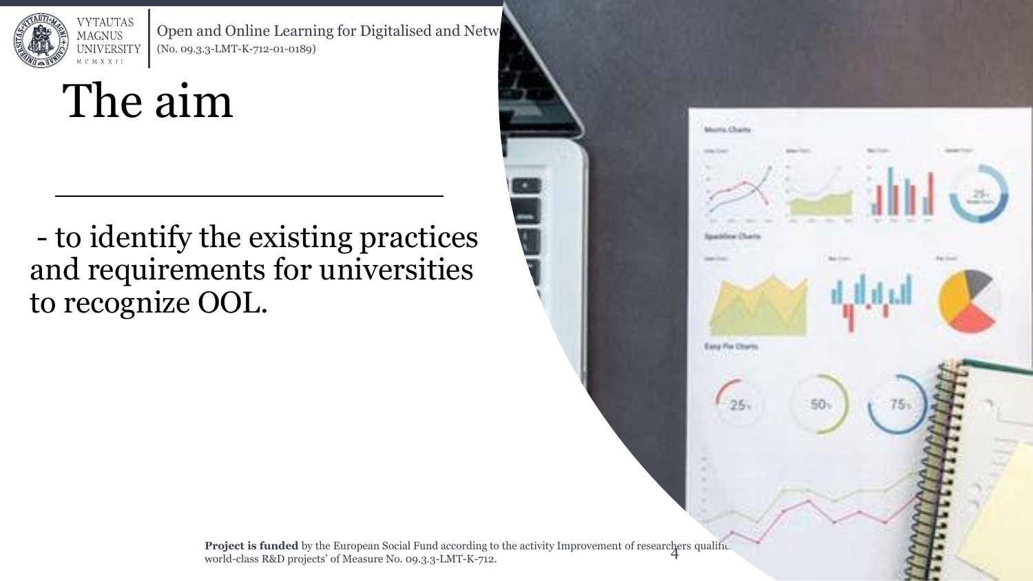# The aim

- to identify the existing practices and requirements for universities to recognize OOL.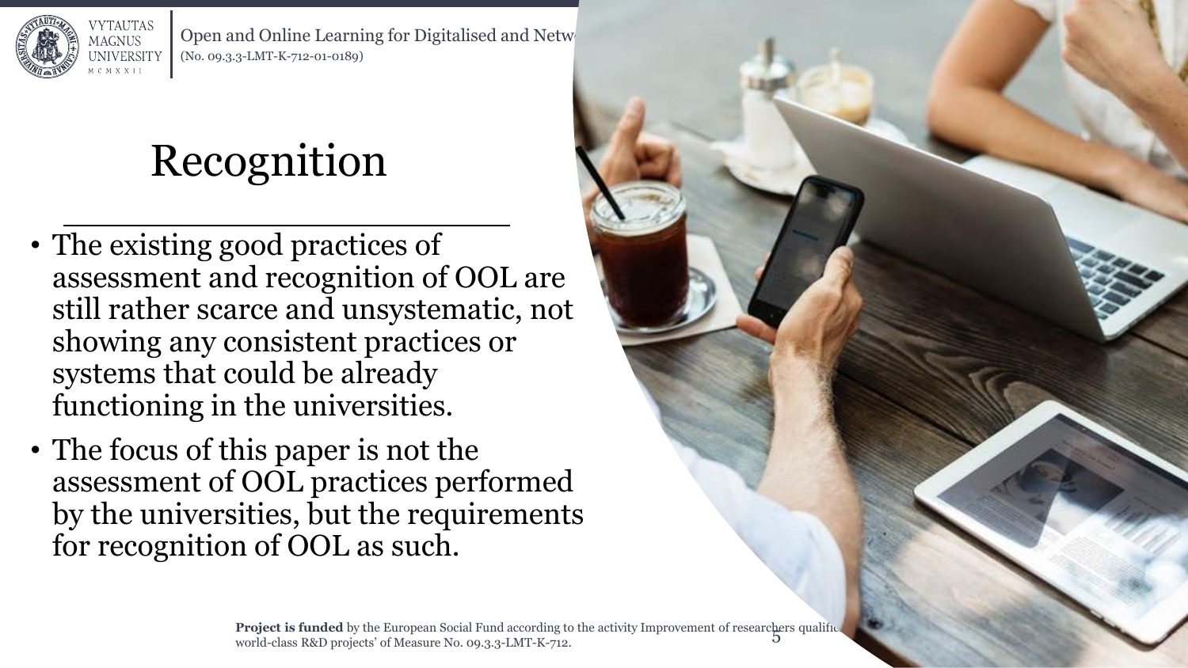# Recognition

- The existing good practices of assessment and recognition of OOL are still rather scarce and unsystematic, not showing any consistent practices or systems that could be already functioning in the universities.
- The focus of this paper is not the assessment of OOL practices performed by the universities, but the requirements for recognition of OOL as such.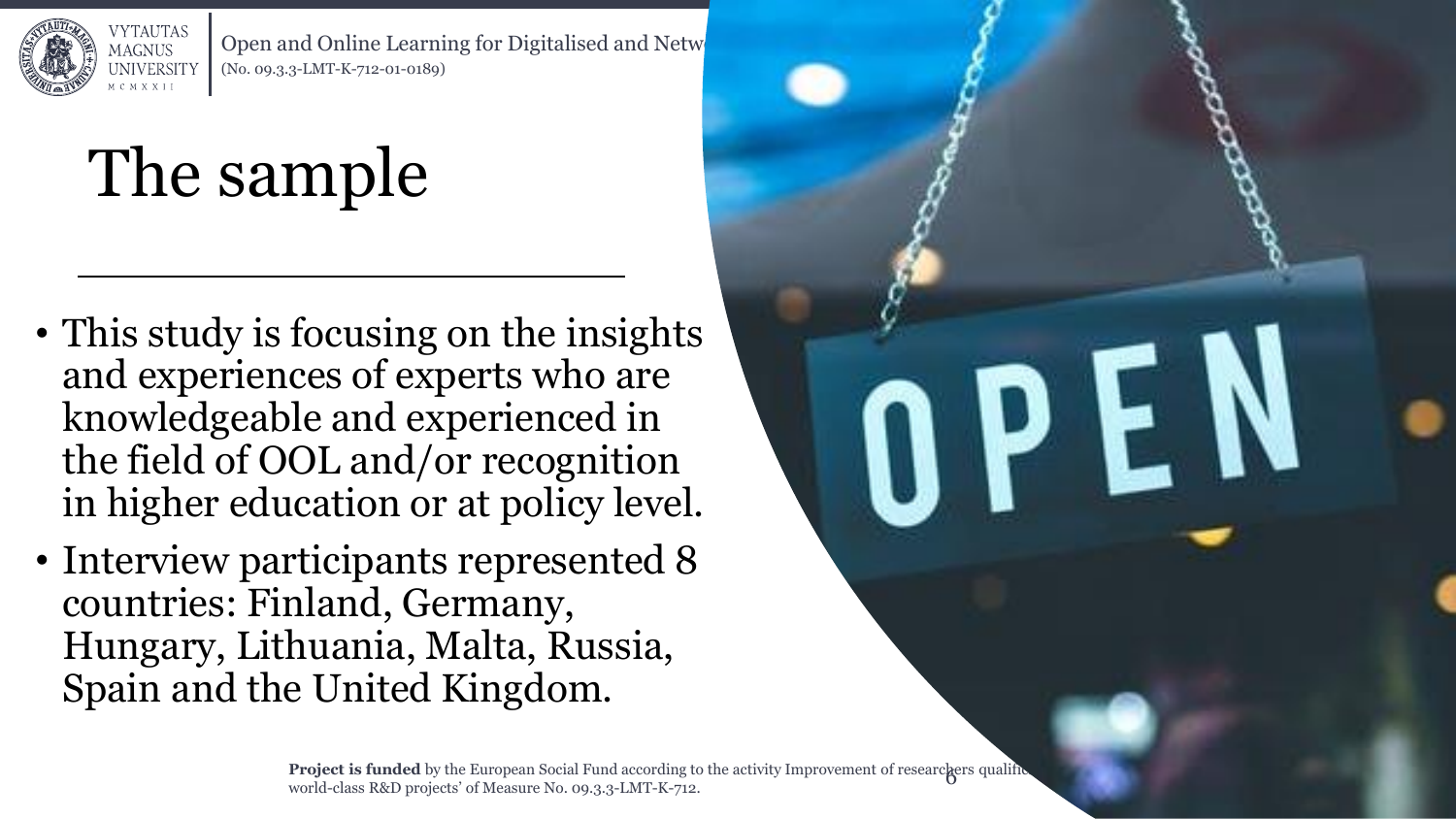# The sample

- This study is focusing on the insights and experiences of experts who are knowledgeable and experienced in the field of OOL and/or recognition in higher education or at policy level.
- Interview participants represented 8 countries: Finland, Germany, Hungary, Lithuania, Malta, Russia, Spain and the United Kingdom.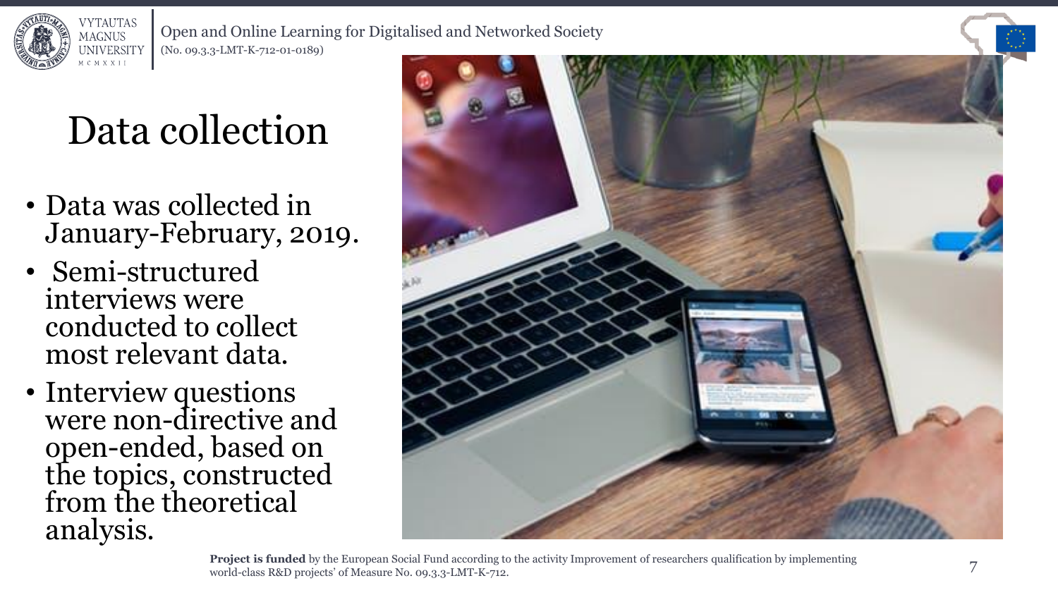# Data collection

- Data was collected in January-February, 2019.
- Semi-structured interviews were conducted to collect most relevant data.
- Interview questions were non-directive and open-ended, based on the topics, constructed from the theoretical analysis.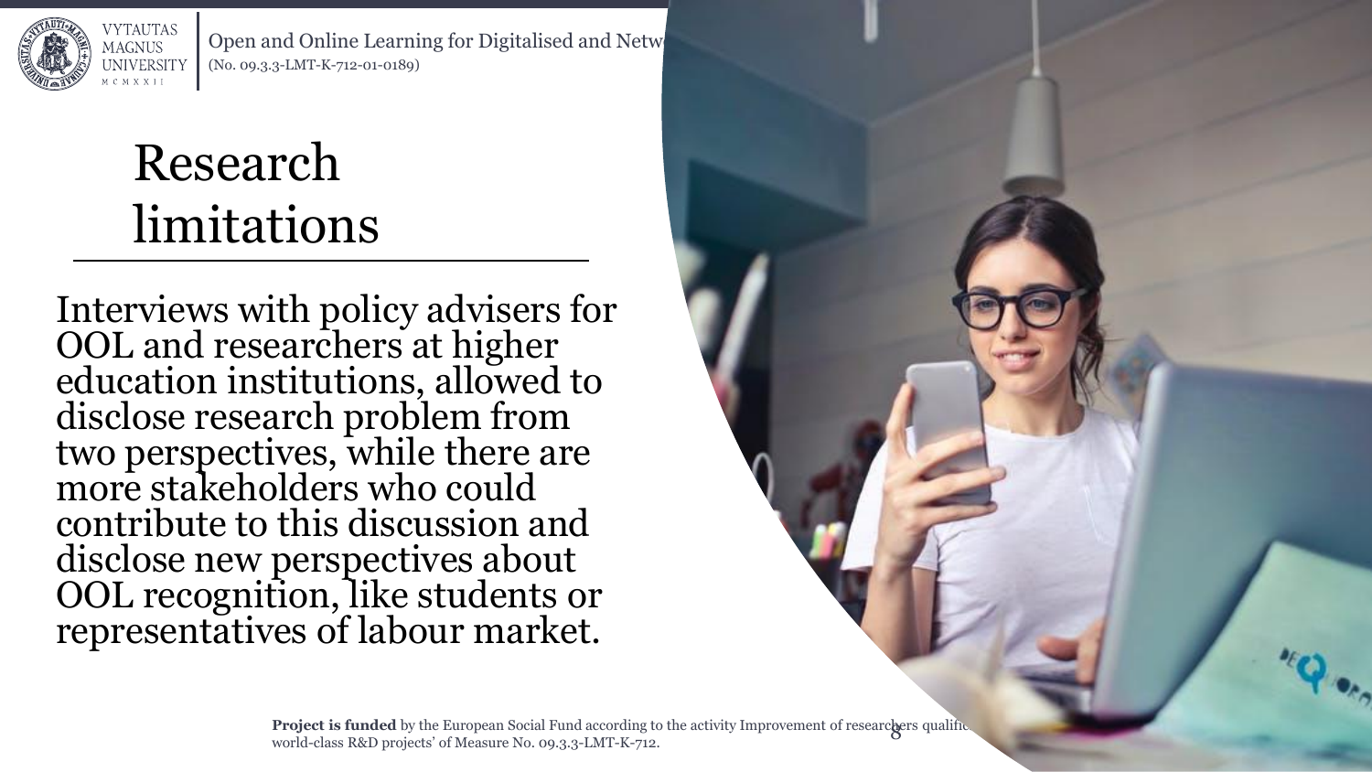# Research limitations

Interviews with policy advisers for OOL and researchers at higher education institutions, allowed to disclose research problem from two perspectives, while there are more stakeholders who could contribute to this discussion and disclose new perspectives about OOL recognition, like students or representatives of labour market.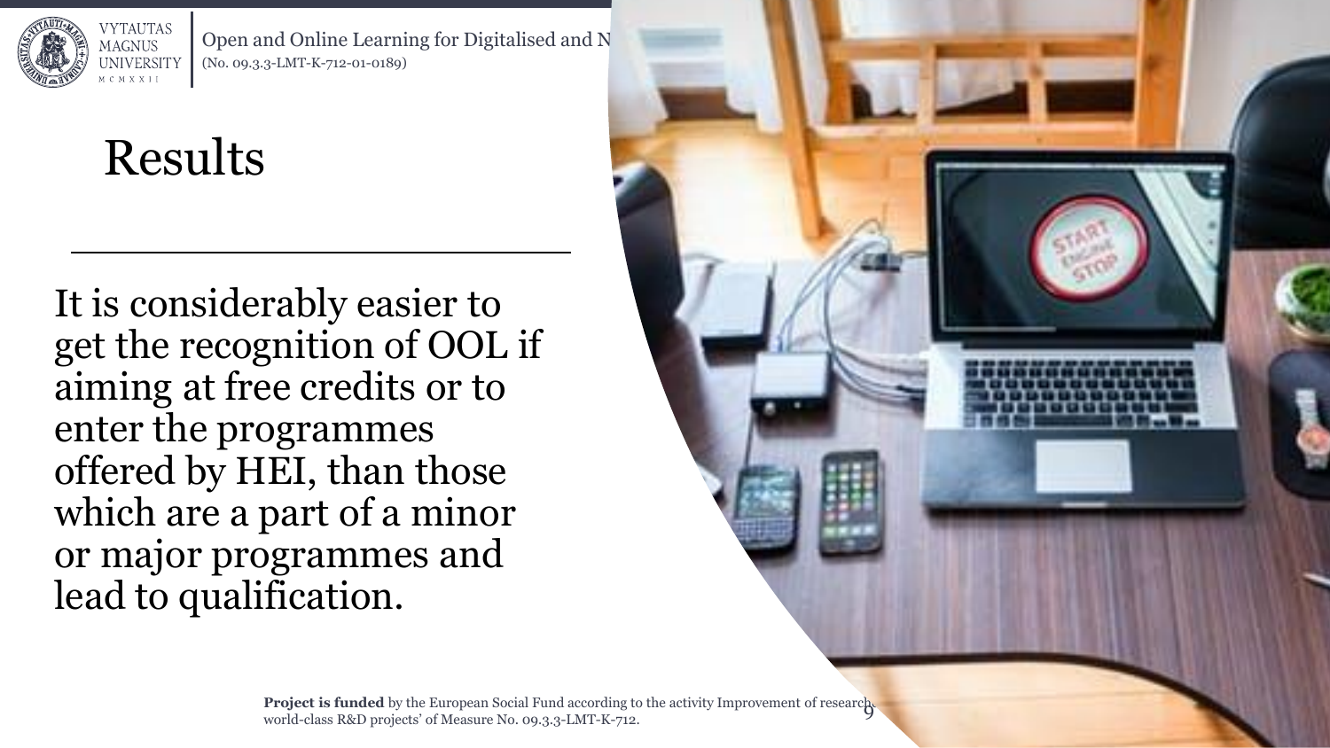# Results

It is considerably easier to get the recognition of OOL if aiming at free credits or to enter the programmes offered by HEI, than those which are a part of a minor or major programmes and lead to qualification.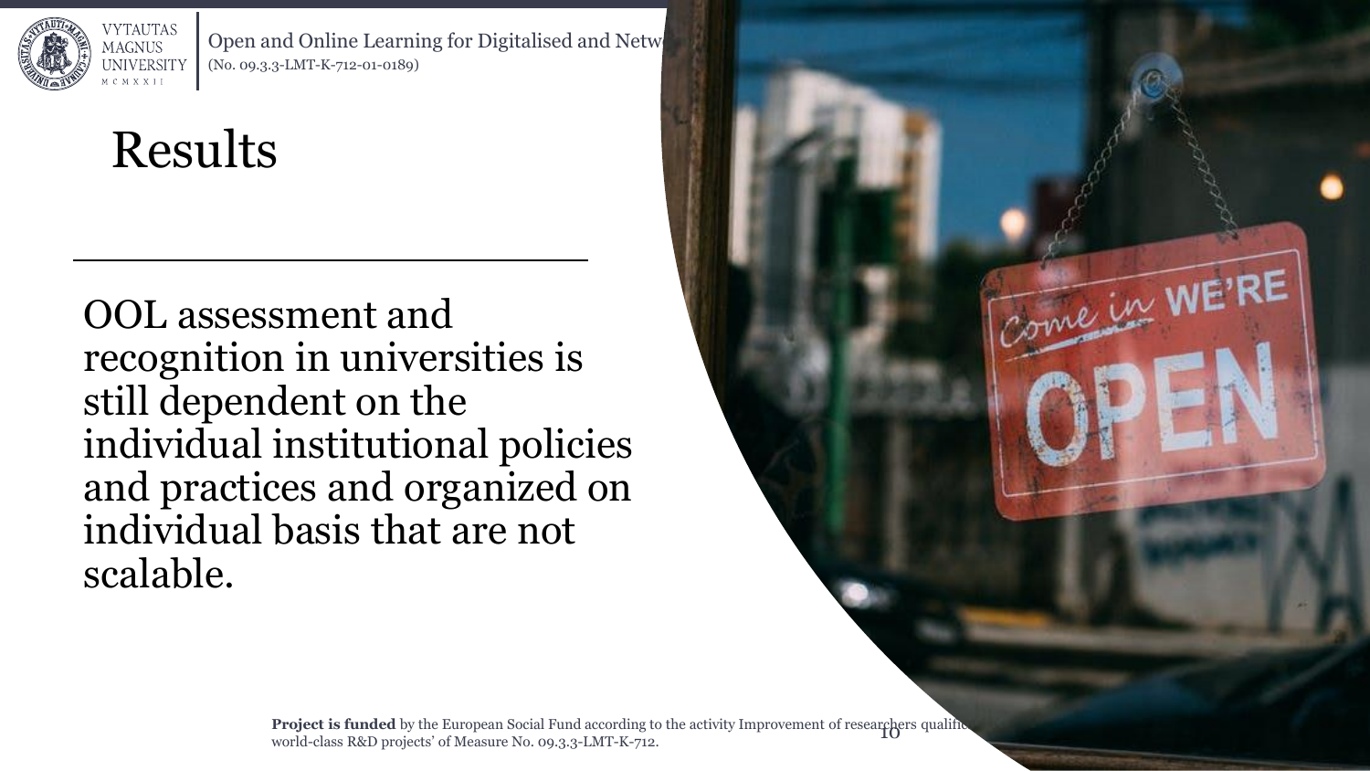# Results

OOL assessment and recognition in universities is still dependent on the individual institutional policies and practices and organized on individual basis that are not scalable.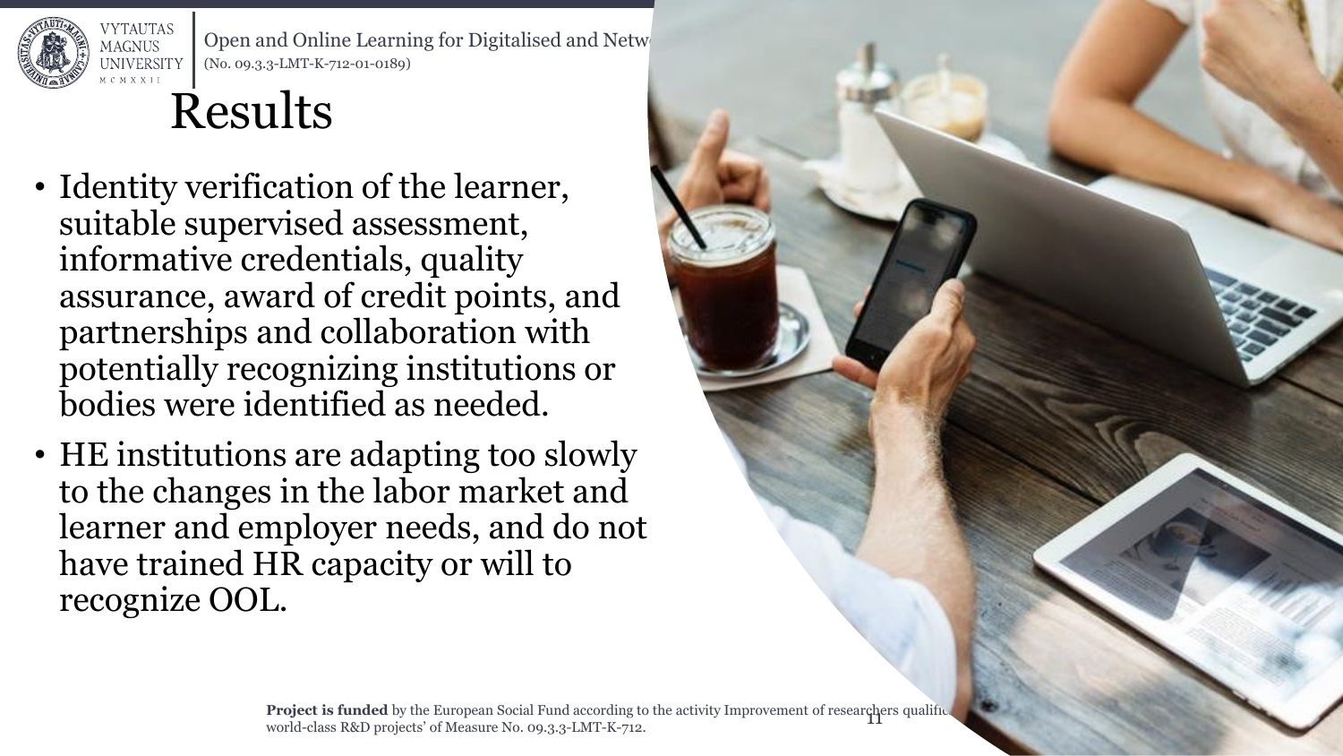# Results

- Identity verification of the learner, suitable supervised assessment, informative credentials, quality assurance, award of credit points, and partnerships and collaboration with potentially recognizing institutions or bodies were identified as needed.
- HE institutions are adapting too slowly to the changes in the labor market and learner and employer needs, and do not have trained HR capacity or will to recognize OOL.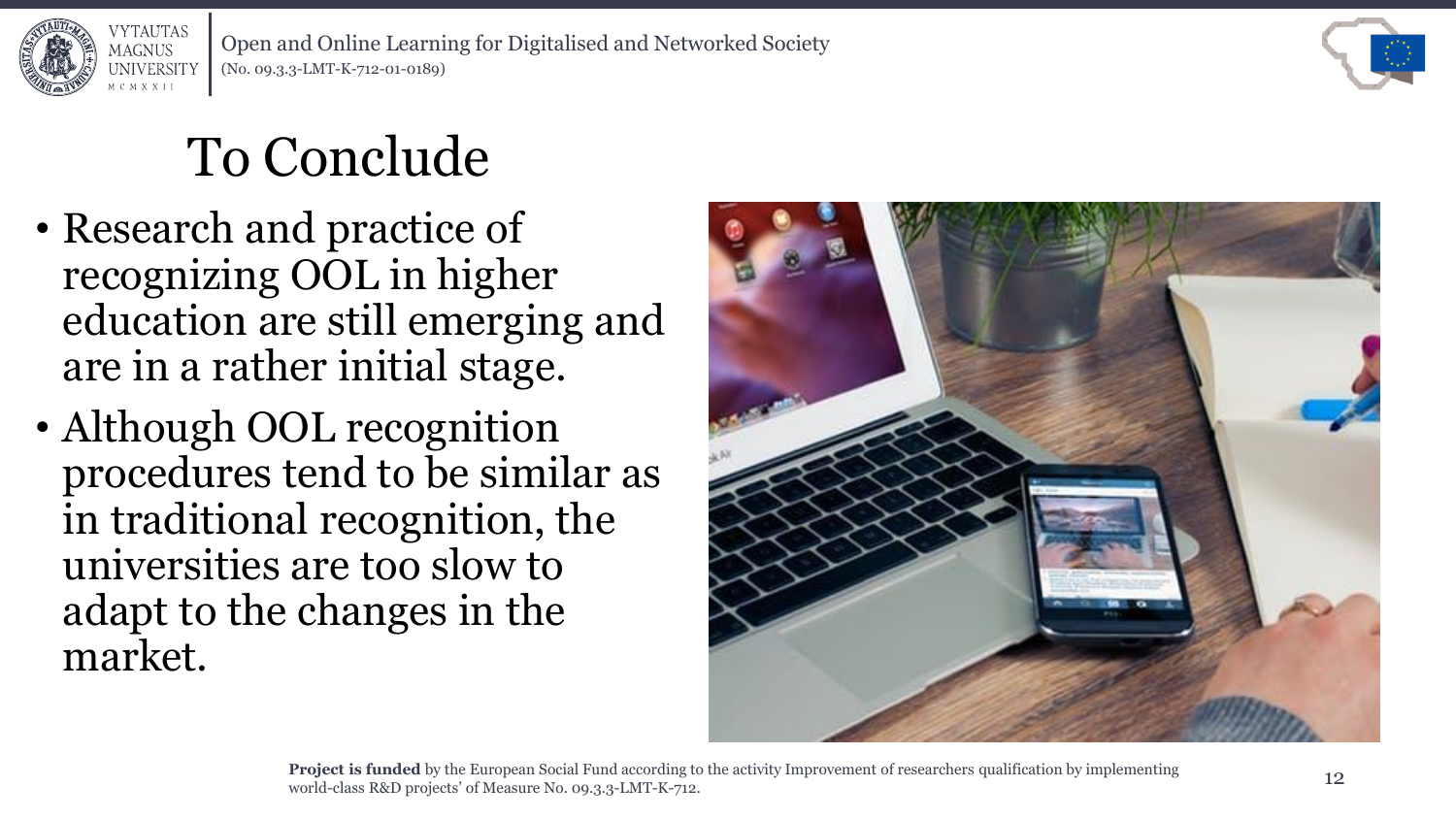# To Conclude

- Research and practice of recognizing OOL in higher education are still emerging and are in a rather initial stage.
- Although OOL recognition procedures tend to be similar as in traditional recognition, the universities are too slow to adapt to the changes in the market.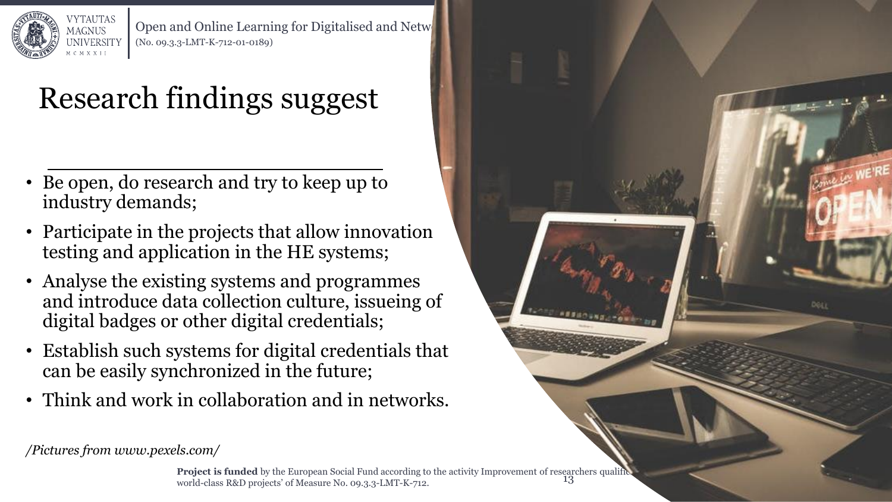# Research findings suggest

- Be open, do research and try to keep up to industry demands;
- Participate in the projects that allow innovation testing and application in the HE systems;
- Analyse the existing systems and programmes and introduce data collection culture, issueing of digital badges or other digital credentials;
- Establish such systems for digital credentials that can be easily synchronized in the future;
- Think and work in collaboration and in networks.

*/Pictures from www.pexels.com/*